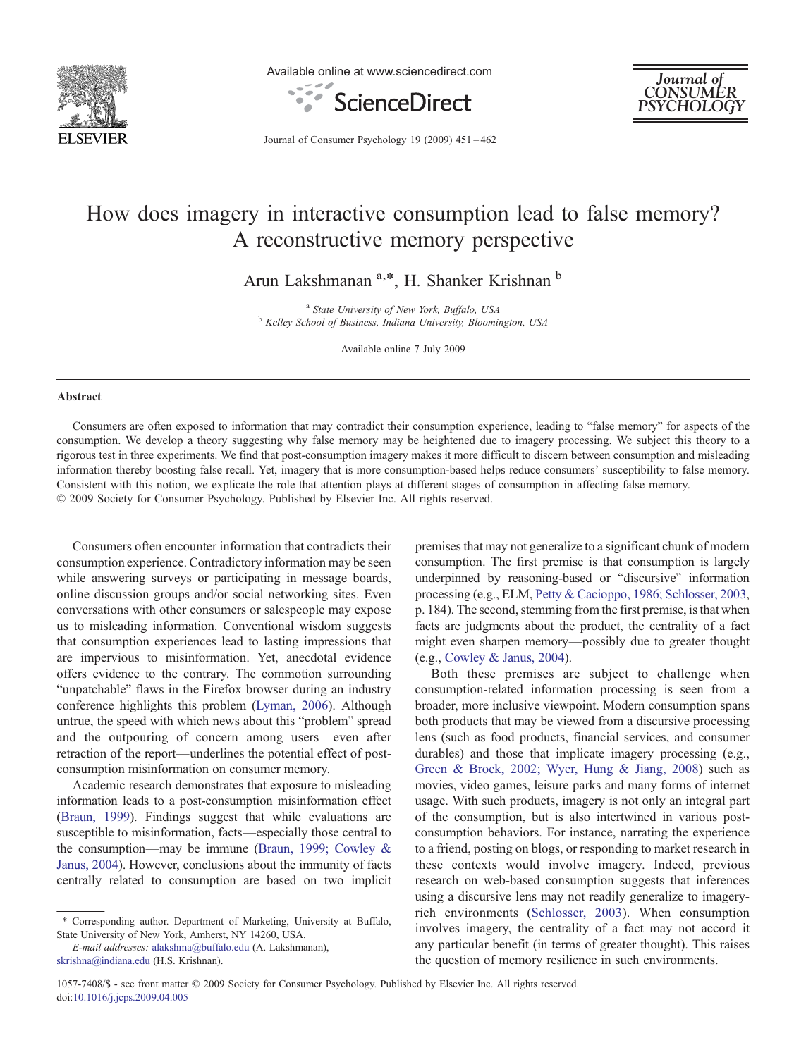# How does imagery in interactive consumption lead to false memory? A reconstructive memory perspective

Arun Lakshmanan [a,*], H. Shanker Krishnan [b]

[a] State University of New York, Buffalo, USA
[b] Kelley School of Business, Indiana University, Bloomington, USA

Available online 7 July 2009

## Abstract

Consumers are often exposed to information that may contradict their consumption experience, leading to "false memory" for aspects of the consumption. We develop a theory suggesting why false memory may be heightened due to imagery processing. We subject this theory to a rigorous test in three experiments. We find that post-consumption imagery makes it more difficult to discern between consumption and misleading information thereby boosting false recall. Yet, imagery that is more consumption-based helps reduce consumers' susceptibility to false memory. Consistent with this notion, we explicate the role that attention plays at different stages of consumption in affecting false memory.
© 2009 Society for Consumer Psychology. Published by Elsevier Inc. All rights reserved.

Consumers often encounter information that contradicts their consumption experience. Contradictory information may be seen while answering surveys or participating in message boards, online discussion groups and/or social networking sites. Even conversations with other consumers or salespeople may expose us to misleading information. Conventional wisdom suggests that consumption experiences lead to lasting impressions that are impervious to misinformation. Yet, anecdotal evidence offers evidence to the contrary. The commotion surrounding "unpatchable" flaws in the Firefox browser during an industry conference highlights this problem (Lyman, 2006). Although untrue, the speed with which news about this "problem" spread and the outpouring of concern among users—even after retraction of the report—underlines the potential effect of post-consumption misinformation on consumer memory.

Academic research demonstrates that exposure to misleading information leads to a post-consumption misinformation effect (Braun, 1999). Findings suggest that while evaluations are susceptible to misinformation, facts—especially those central to the consumption—may be immune (Braun, 1999; Cowley & Janus, 2004). However, conclusions about the immunity of facts centrally related to consumption are based on two implicit premises that may not generalize to a significant chunk of modern consumption. The first premise is that consumption is largely underpinned by reasoning-based or "discursive" information processing (e.g., ELM, Petty & Cacioppo, 1986; Schlosser, 2003, p. 184). The second, stemming from the first premise, is that when facts are judgments about the product, the centrality of a fact might even sharpen memory—possibly due to greater thought (e.g., Cowley & Janus, 2004).

Both these premises are subject to challenge when consumption-related information processing is seen from a broader, more inclusive viewpoint. Modern consumption spans both products that may be viewed from a discursive processing lens (such as food products, financial services, and consumer durables) and those that implicate imagery processing (e.g., Green & Brock, 2002; Wyer, Hung & Jiang, 2008) such as movies, video games, leisure parks and many forms of internet usage. With such products, imagery is not only an integral part of the consumption, but is also intertwined in various post-consumption behaviors. For instance, narrating the experience to a friend, posting on blogs, or responding to market research in these contexts would involve imagery. Indeed, previous research on web-based consumption suggests that inferences using a discursive lens may not readily generalize to imagery-rich environments (Schlosser, 2003). When consumption involves imagery, the centrality of a fact may not accord it any particular benefit (in terms of greater thought). This raises the question of memory resilience in such environments.

\* Corresponding author. Department of Marketing, University at Buffalo, State University of New York, Amherst, NY 14260, USA.
E-mail addresses: alakshma@buffalo.edu (A. Lakshmanan), skrishna@indiana.edu (H.S. Krishnan).

1057-7408/$ - see front matter © 2009 Society for Consumer Psychology. Published by Elsevier Inc. All rights reserved.
doi:10.1016/j.jcps.2009.04.005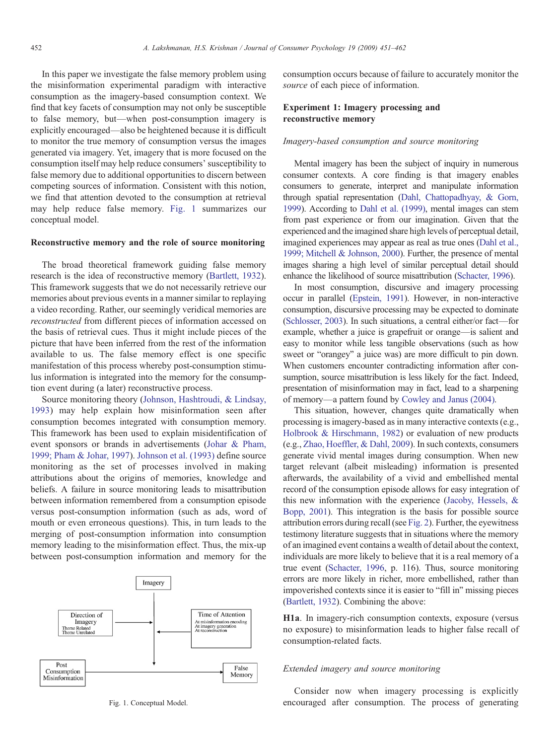In this paper we investigate the false memory problem using the misinformation experimental paradigm with interactive consumption as the imagery-based consumption context. We find that key facets of consumption may not only be susceptible to false memory, but—when post-consumption imagery is explicitly encouraged—also be heightened because it is difficult to monitor the true memory of consumption versus the images generated via imagery. Yet, imagery that is more focused on the consumption itself may help reduce consumers' susceptibility to false memory due to additional opportunities to discern between competing sources of information. Consistent with this notion, we find that attention devoted to the consumption at retrieval may help reduce false memory. Fig. 1 summarizes our conceptual model.

## Reconstructive memory and the role of source monitoring

The broad theoretical framework guiding false memory research is the idea of reconstructive memory (Bartlett, 1932). This framework suggests that we do not necessarily retrieve our memories about previous events in a manner similar to replaying a video recording. Rather, our seemingly veridical memories are *reconstructed* from different pieces of information accessed on the basis of retrieval cues. Thus it might include pieces of the picture that have been inferred from the rest of the information available to us. The false memory effect is one specific manifestation of this process whereby post-consumption stimulus information is integrated into the memory for the consumption event during (a later) reconstructive process.

Source monitoring theory (Johnson, Hashtroudi, & Lindsay, 1993) may help explain how misinformation seen after consumption becomes integrated with consumption memory. This framework has been used to explain misidentification of event sponsors or brands in advertisements (Johar & Pham, 1999; Pham & Johar, 1997). Johnson et al. (1993) define source monitoring as the set of processes involved in making attributions about the origins of memories, knowledge and beliefs. A failure in source monitoring leads to misattribution between information remembered from a consumption episode versus post-consumption information (such as ads, word of mouth or even erroneous questions). This, in turn leads to the merging of post-consumption information into consumption memory leading to the misinformation effect. Thus, the mix-up between post-consumption information and memory for the consumption occurs because of failure to accurately monitor the *source* of each piece of information.

Imagery

Direction of Imagery
Theme Related
Theme Unrelated

Time of Attention
At misinformation encoding
At imagery generation
At reconstruction

Post Consumption Misinformation

False Memory

Fig. 1. Conceptual Model.

## Experiment 1: Imagery processing and reconstructive memory

### *Imagery-based consumption and source monitoring*

Mental imagery has been the subject of inquiry in numerous consumer contexts. A core finding is that imagery enables consumers to generate, interpret and manipulate information through spatial representation (Dahl, Chattopadhyay, & Gorn, 1999). According to Dahl et al. (1999), mental images can stem from past experience or from our imagination. Given that the experienced and the imagined share high levels of perceptual detail, imagined experiences may appear as real as true ones (Dahl et al., 1999; Mitchell & Johnson, 2000). Further, the presence of mental images sharing a high level of similar perceptual detail should enhance the likelihood of source misattribution (Schacter, 1996).

In most consumption, discursive and imagery processing occur in parallel (Epstein, 1991). However, in non-interactive consumption, discursive processing may be expected to dominate (Schlosser, 2003). In such situations, a central either/or fact—for example, whether a juice is grapefruit or orange—is salient and easy to monitor while less tangible observations (such as how sweet or "orangey" a juice was) are more difficult to pin down. When customers encounter contradicting information after consumption, source misattribution is less likely for the fact. Indeed, presentation of misinformation may in fact, lead to a sharpening of memory—a pattern found by Cowley and Janus (2004).

This situation, however, changes quite dramatically when processing is imagery-based as in many interactive contexts (e.g., Holbrook & Hirschmann, 1982) or evaluation of new products (e.g., Zhao, Hoeffler, & Dahl, 2009). In such contexts, consumers generate vivid mental images during consumption. When new target relevant (albeit misleading) information is presented afterwards, the availability of a vivid and embellished mental record of the consumption episode allows for easy integration of this new information with the experience (Jacoby, Hessels, & Bopp, 2001). This integration is the basis for possible source attribution errors during recall (see Fig. 2). Further, the eyewitness testimony literature suggests that in situations where the memory of an imagined event contains a wealth of detail about the context, individuals are more likely to believe that it is a real memory of a true event (Schacter, 1996, p. 116). Thus, source monitoring errors are more likely in richer, more embellished, rather than impoverished contexts since it is easier to "fill in" missing pieces (Bartlett, 1932). Combining the above:

**H1a**. In imagery-rich consumption contexts, exposure (versus no exposure) to misinformation leads to higher false recall of consumption-related facts.

### *Extended imagery and source monitoring*

Consider now when imagery processing is explicitly encouraged after consumption. The process of generating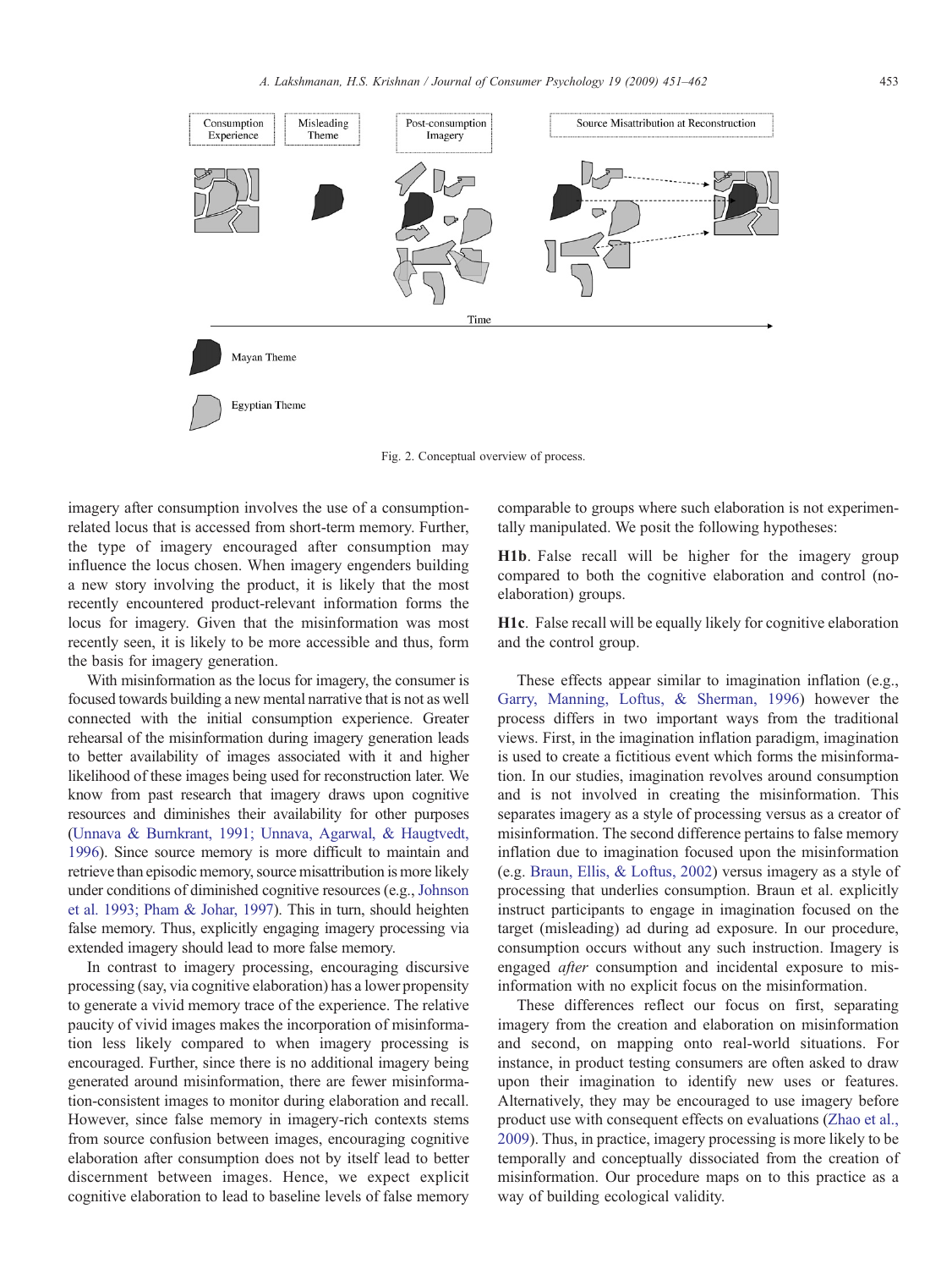Fig. 2. Conceptual overview of process.

imagery after consumption involves the use of a consumption-related locus that is accessed from short-term memory. Further, the type of imagery encouraged after consumption may influence the locus chosen. When imagery engenders building a new story involving the product, it is likely that the most recently encountered product-relevant information forms the locus for imagery. Given that the misinformation was most recently seen, it is likely to be more accessible and thus, form the basis for imagery generation.

With misinformation as the locus for imagery, the consumer is focused towards building a new mental narrative that is not as well connected with the initial consumption experience. Greater rehearsal of the misinformation during imagery generation leads to better availability of images associated with it and higher likelihood of these images being used for reconstruction later. We know from past research that imagery draws upon cognitive resources and diminishes their availability for other purposes (Unnava & Burnkrant, 1991; Unnava, Agarwal, & Haugtvedt, 1996). Since source memory is more difficult to maintain and retrieve than episodic memory, source misattribution is more likely under conditions of diminished cognitive resources (e.g., Johnson et al. 1993; Pham & Johar, 1997). This in turn, should heighten false memory. Thus, explicitly engaging imagery processing via extended imagery should lead to more false memory.

In contrast to imagery processing, encouraging discursive processing (say, via cognitive elaboration) has a lower propensity to generate a vivid memory trace of the experience. The relative paucity of vivid images makes the incorporation of misinformation less likely compared to when imagery processing is encouraged. Further, since there is no additional imagery being generated around misinformation, there are fewer misinformation-consistent images to monitor during elaboration and recall. However, since false memory in imagery-rich contexts stems from source confusion between images, encouraging cognitive elaboration after consumption does not by itself lead to better discernment between images. Hence, we expect explicit cognitive elaboration to lead to baseline levels of false memory comparable to groups where such elaboration is not experimentally manipulated. We posit the following hypotheses:

**H1b**. False recall will be higher for the imagery group compared to both the cognitive elaboration and control (no-elaboration) groups.

**H1c**. False recall will be equally likely for cognitive elaboration and the control group.

These effects appear similar to imagination inflation (e.g., Garry, Manning, Loftus, & Sherman, 1996) however the process differs in two important ways from the traditional views. First, in the imagination inflation paradigm, imagination is used to create a fictitious event which forms the misinformation. In our studies, imagination revolves around consumption and is not involved in creating the misinformation. This separates imagery as a style of processing versus as a creator of misinformation. The second difference pertains to false memory inflation due to imagination focused upon the misinformation (e.g. Braun, Ellis, & Loftus, 2002) versus imagery as a style of processing that underlies consumption. Braun et al. explicitly instruct participants to engage in imagination focused on the target (misleading) ad during ad exposure. In our procedure, consumption occurs without any such instruction. Imagery is engaged *after* consumption and incidental exposure to misinformation with no explicit focus on the misinformation.

These differences reflect our focus on first, separating imagery from the creation and elaboration on misinformation and second, on mapping onto real-world situations. For instance, in product testing consumers are often asked to draw upon their imagination to identify new uses or features. Alternatively, they may be encouraged to use imagery before product use with consequent effects on evaluations (Zhao et al., 2009). Thus, in practice, imagery processing is more likely to be temporally and conceptually dissociated from the creation of misinformation. Our procedure maps on to this practice as a way of building ecological validity.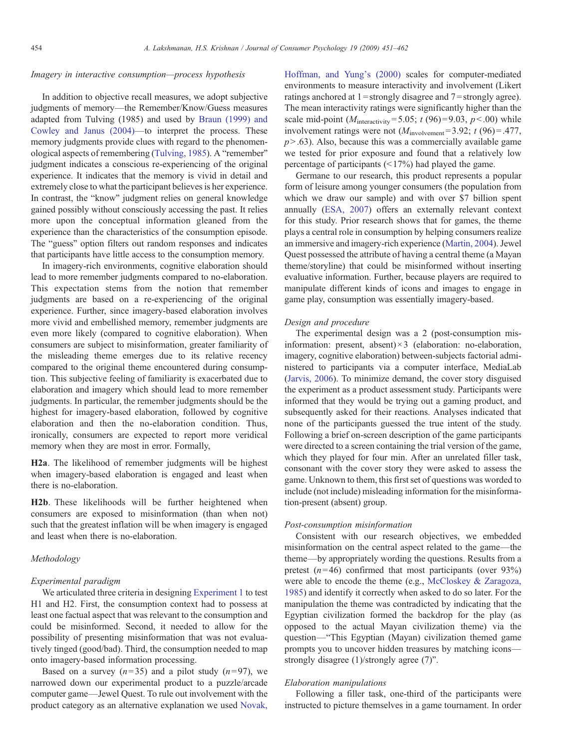*Imagery in interactive consumption—process hypothesis*

In addition to objective recall measures, we adopt subjective judgments of memory—the Remember/Know/Guess measures adapted from Tulving (1985) and used by Braun (1999) and Cowley and Janus (2004)—to interpret the process. These memory judgments provide clues with regard to the phenomenological aspects of remembering (Tulving, 1985). A "remember" judgment indicates a conscious re-experiencing of the original experience. It indicates that the memory is vivid in detail and extremely close to what the participant believes is her experience. In contrast, the "know" judgment relies on general knowledge gained possibly without consciously accessing the past. It relies more upon the conceptual information gleaned from the experience than the characteristics of the consumption episode. The "guess" option filters out random responses and indicates that participants have little access to the consumption memory.

In imagery-rich environments, cognitive elaboration should lead to more remember judgments compared to no-elaboration. This expectation stems from the notion that remember judgments are based on a re-experiencing of the original experience. Further, since imagery-based elaboration involves more vivid and embellished memory, remember judgments are even more likely (compared to cognitive elaboration). When consumers are subject to misinformation, greater familiarity of the misleading theme emerges due to its relative recency compared to the original theme encountered during consumption. This subjective feeling of familiarity is exacerbated due to elaboration and imagery which should lead to more remember judgments. In particular, the remember judgments should be the highest for imagery-based elaboration, followed by cognitive elaboration and then the no-elaboration condition. Thus, ironically, consumers are expected to report more veridical memory when they are most in error. Formally,

**H2a**. The likelihood of remember judgments will be highest when imagery-based elaboration is engaged and least when there is no-elaboration.

**H2b**. These likelihoods will be further heightened when consumers are exposed to misinformation (than when not) such that the greatest inflation will be when imagery is engaged and least when there is no-elaboration.

## Methodology

*Experimental paradigm*

We articulated three criteria in designing Experiment 1 to test H1 and H2. First, the consumption context had to possess at least one factual aspect that was relevant to the consumption and could be misinformed. Second, it needed to allow for the possibility of presenting misinformation that was not evaluatively tinged (good/bad). Third, the consumption needed to map onto imagery-based information processing.

Based on a survey ($n=35$) and a pilot study ($n=97$), we narrowed down our experimental product to a puzzle/arcade computer game—Jewel Quest. To rule out involvement with the product category as an alternative explanation we used Novak, Hoffman, and Yung's (2000) scales for computer-mediated environments to measure interactivity and involvement (Likert ratings anchored at 1 = strongly disagree and 7 = strongly agree). The mean interactivity ratings were significantly higher than the scale mid-point ($M_{\text{interactivity}}=5.05$; $t$ (96) = 9.03, $p<.00$) while involvement ratings were not ($M_{\text{involvement}}=3.92$; $t$ (96) = .477, $p>.63$). Also, because this was a commercially available game we tested for prior exposure and found that a relatively low percentage of participants (<17%) had played the game.

Germane to our research, this product represents a popular form of leisure among younger consumers (the population from which we draw our sample) and with over $7 billion spent annually (ESA, 2007) offers an externally relevant context for this study. Prior research shows that for games, the theme plays a central role in consumption by helping consumers realize an immersive and imagery-rich experience (Martin, 2004). Jewel Quest possessed the attribute of having a central theme (a Mayan theme/storyline) that could be misinformed without inserting evaluative information. Further, because players are required to manipulate different kinds of icons and images to engage in game play, consumption was essentially imagery-based.

*Design and procedure*

The experimental design was a 2 (post-consumption misinformation: present, absent) × 3 (elaboration: no-elaboration, imagery, cognitive elaboration) between-subjects factorial administered to participants via a computer interface, MediaLab (Jarvis, 2006). To minimize demand, the cover story disguised the experiment as a product assessment study. Participants were informed that they would be trying out a gaming product, and subsequently asked for their reactions. Analyses indicated that none of the participants guessed the true intent of the study. Following a brief on-screen description of the game participants were directed to a screen containing the trial version of the game, which they played for four min. After an unrelated filler task, consonant with the cover story they were asked to assess the game. Unknown to them, this first set of questions was worded to include (not include) misleading information for the misinformation-present (absent) group.

*Post-consumption misinformation*

Consistent with our research objectives, we embedded misinformation on the central aspect related to the game—the theme—by appropriately wording the questions. Results from a pretest ($n=46$) confirmed that most participants (over 93%) were able to encode the theme (e.g., McCloskey & Zaragoza, 1985) and identify it correctly when asked to do so later. For the manipulation the theme was contradicted by indicating that the Egyptian civilization formed the backdrop for the play (as opposed to the actual Mayan civilization theme) via the question—"This Egyptian (Mayan) civilization themed game prompts you to uncover hidden treasures by matching icons—strongly disagree (1)/strongly agree (7)".

*Elaboration manipulations*

Following a filler task, one-third of the participants were instructed to picture themselves in a game tournament. In order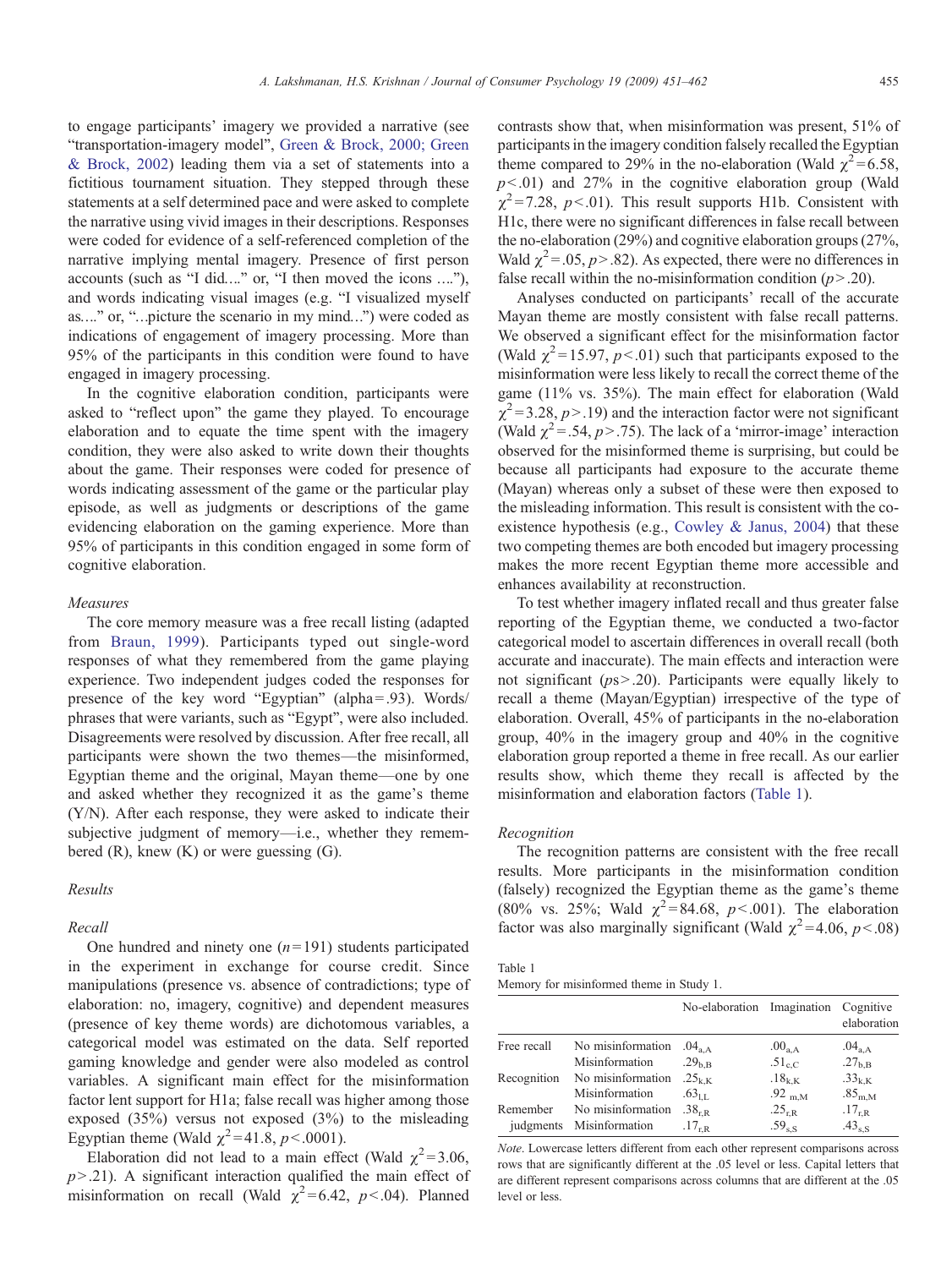to engage participants' imagery we provided a narrative (see "transportation-imagery model", Green & Brock, 2000; Green & Brock, 2002) leading them via a set of statements into a fictitious tournament situation. They stepped through these statements at a self determined pace and were asked to complete the narrative using vivid images in their descriptions. Responses were coded for evidence of a self-referenced completion of the narrative implying mental imagery. Presence of first person accounts (such as "I did…" or, "I then moved the icons …."), and words indicating visual images (e.g. "I visualized myself as…." or, "…picture the scenario in my mind…") were coded as indications of engagement of imagery processing. More than 95% of the participants in this condition were found to have engaged in imagery processing.

In the cognitive elaboration condition, participants were asked to "reflect upon" the game they played. To encourage elaboration and to equate the time spent with the imagery condition, they were also asked to write down their thoughts about the game. Their responses were coded for presence of words indicating assessment of the game or the particular play episode, as well as judgments or descriptions of the game evidencing elaboration on the gaming experience. More than 95% of participants in this condition engaged in some form of cognitive elaboration.

### *Measures*

The core memory measure was a free recall listing (adapted from Braun, 1999). Participants typed out single-word responses of what they remembered from the game playing experience. Two independent judges coded the responses for presence of the key word "Egyptian" (alpha = .93). Words/phrases that were variants, such as "Egypt", were also included. Disagreements were resolved by discussion. After free recall, all participants were shown the two themes—the misinformed, Egyptian theme and the original, Mayan theme—one by one and asked whether they recognized it as the game's theme (Y/N). After each response, they were asked to indicate their subjective judgment of memory—i.e., whether they remembered (R), knew (K) or were guessing (G).

## *Results*

### *Recall*

One hundred and ninety one ($n = 191$) students participated in the experiment in exchange for course credit. Since manipulations (presence vs. absence of contradictions; type of elaboration: no, imagery, cognitive) and dependent measures (presence of key theme words) are dichotomous variables, a categorical model was estimated on the data. Self reported gaming knowledge and gender were also modeled as control variables. A significant main effect for the misinformation factor lent support for H1a; false recall was higher among those exposed (35%) versus not exposed (3%) to the misleading Egyptian theme (Wald $\chi^2 = 41.8$, $p < .0001$).

Elaboration did not lead to a main effect (Wald $\chi^2 = 3.06$, $p > .21$). A significant interaction qualified the main effect of misinformation on recall (Wald $\chi^2 = 6.42$, $p < .04$). Planned contrasts show that, when misinformation was present, 51% of participants in the imagery condition falsely recalled the Egyptian theme compared to 29% in the no-elaboration (Wald $\chi^2 = 6.58$, $p < .01$) and 27% in the cognitive elaboration group (Wald $\chi^2 = 7.28$, $p < .01$). This result supports H1b. Consistent with H1c, there were no significant differences in false recall between the no-elaboration (29%) and cognitive elaboration groups (27%, Wald $\chi^2 = .05$, $p > .82$). As expected, there were no differences in false recall within the no-misinformation condition ($p > .20$).

Analyses conducted on participants' recall of the accurate Mayan theme are mostly consistent with false recall patterns. We observed a significant effect for the misinformation factor (Wald $\chi^2 = 15.97$, $p < .01$) such that participants exposed to the misinformation were less likely to recall the correct theme of the game (11% vs. 35%). The main effect for elaboration (Wald $\chi^2 = 3.28$, $p > .19$) and the interaction factor were not significant (Wald $\chi^2 = .54$, $p > .75$). The lack of a 'mirror-image' interaction observed for the misinformed theme is surprising, but could be because all participants had exposure to the accurate theme (Mayan) whereas only a subset of these were then exposed to the misleading information. This result is consistent with the co-existence hypothesis (e.g., Cowley & Janus, 2004) that these two competing themes are both encoded but imagery processing makes the more recent Egyptian theme more accessible and enhances availability at reconstruction.

To test whether imagery inflated recall and thus greater false reporting of the Egyptian theme, we conducted a two-factor categorical model to ascertain differences in overall recall (both accurate and inaccurate). The main effects and interaction were not significant ($p$s > .20). Participants were equally likely to recall a theme (Mayan/Egyptian) irrespective of the type of elaboration. Overall, 45% of participants in the no-elaboration group, 40% in the imagery group and 40% in the cognitive elaboration group reported a theme in free recall. As our earlier results show, which theme they recall is affected by the misinformation and elaboration factors (Table 1).

### *Recognition*

The recognition patterns are consistent with the free recall results. More participants in the misinformation condition (falsely) recognized the Egyptian theme as the game's theme (80% vs. 25%; Wald $\chi^2 = 84.68$, $p < .001$). The elaboration factor was also marginally significant (Wald $\chi^2 = 4.06$, $p < .08$)

Table 1
Memory for misinformed theme in Study 1.

| | | No-elaboration | Imagination | Cognitive elaboration |
|---|---|---|---|---|
| Free recall | No misinformation | $.04_{a,A}$ | $.00_{a,A}$ | $.04_{a,A}$ |
| | Misinformation | $.29_{b,B}$ | $.51_{c,C}$ | $.27_{b,B}$ |
| Recognition | No misinformation | $.25_{k,K}$ | $.18_{k,K}$ | $.33_{k,K}$ |
| | Misinformation | $.63_{l,L}$ | $.92_{m,M}$ | $.85_{m,M}$ |
| Remember judgments | No misinformation | $.38_{r,R}$ | $.25_{r,R}$ | $.17_{r,R}$ |
| | Misinformation | $.17_{r,R}$ | $.59_{s,S}$ | $.43_{s,S}$ |

*Note*. Lowercase letters different from each other represent comparisons across rows that are significantly different at the .05 level or less. Capital letters that are different represent comparisons across columns that are different at the .05 level or less.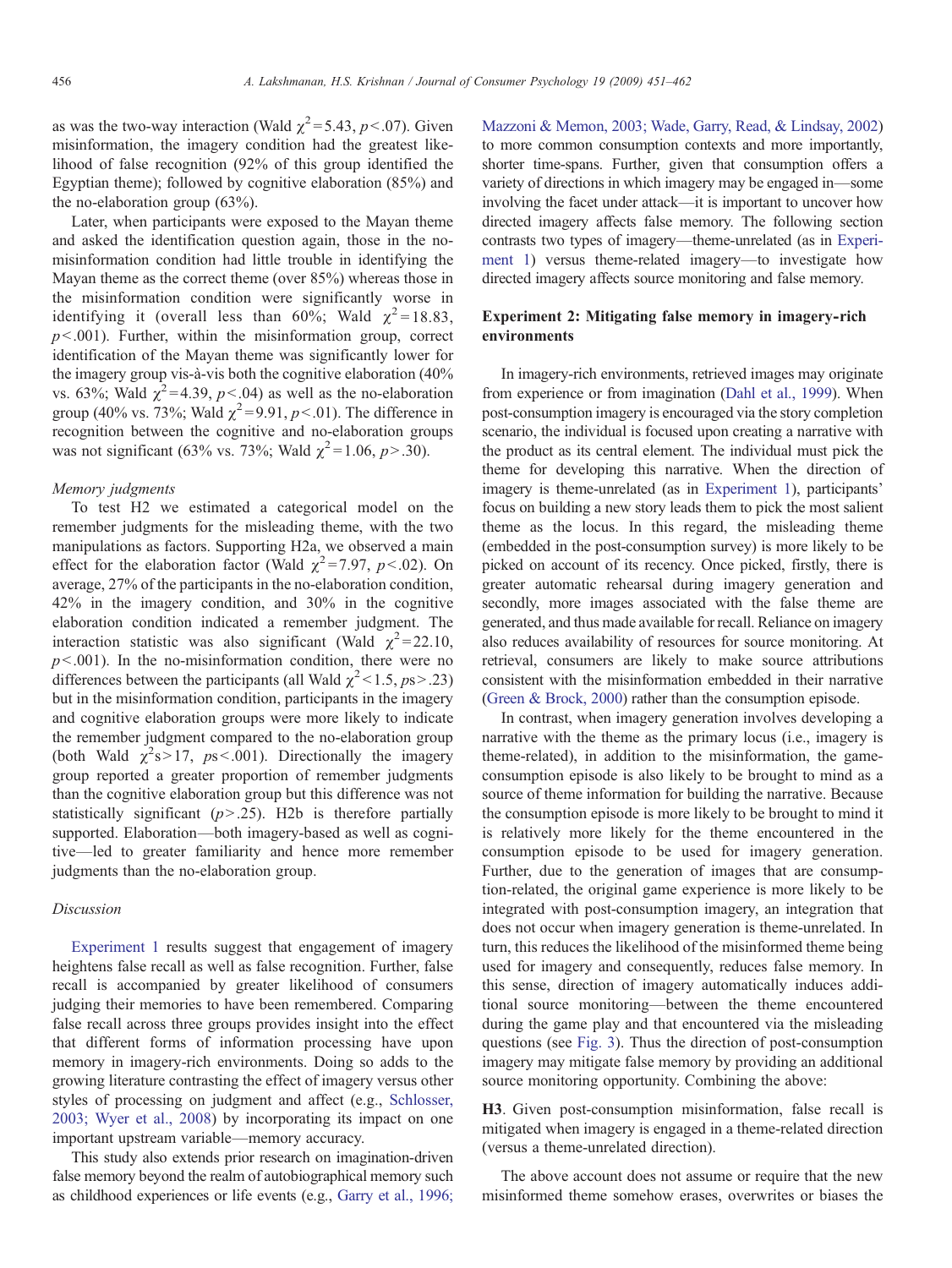as was the two-way interaction (Wald $\chi^2 = 5.43$, $p < .07$). Given misinformation, the imagery condition had the greatest likelihood of false recognition (92% of this group identified the Egyptian theme); followed by cognitive elaboration (85%) and the no-elaboration group (63%).

Later, when participants were exposed to the Mayan theme and asked the identification question again, those in the no-misinformation condition had little trouble in identifying the Mayan theme as the correct theme (over 85%) whereas those in the misinformation condition were significantly worse in identifying it (overall less than 60%; Wald $\chi^2 = 18.83$, $p < .001$). Further, within the misinformation group, correct identification of the Mayan theme was significantly lower for the imagery group vis-à-vis both the cognitive elaboration (40% vs. 63%; Wald $\chi^2 = 4.39$, $p < .04$) as well as the no-elaboration group (40% vs. 73%; Wald $\chi^2 = 9.91$, $p < .01$). The difference in recognition between the cognitive and no-elaboration groups was not significant (63% vs. 73%; Wald $\chi^2 = 1.06$, $p > .30$).

### *Memory judgments*

To test H2 we estimated a categorical model on the remember judgments for the misleading theme, with the two manipulations as factors. Supporting H2a, we observed a main effect for the elaboration factor (Wald $\chi^2 = 7.97$, $p < .02$). On average, 27% of the participants in the no-elaboration condition, 42% in the imagery condition, and 30% in the cognitive elaboration condition indicated a remember judgment. The interaction statistic was also significant (Wald $\chi^2 = 22.10$, $p < .001$). In the no-misinformation condition, there were no differences between the participants (all Wald $\chi^2 < 1.5$, $ps > .23$) but in the misinformation condition, participants in the imagery and cognitive elaboration groups were more likely to indicate the remember judgment compared to the no-elaboration group (both Wald $\chi^2$s $> 17$, $ps < .001$). Directionally the imagery group reported a greater proportion of remember judgments than the cognitive elaboration group but this difference was not statistically significant ($p > .25$). H2b is therefore partially supported. Elaboration—both imagery-based as well as cognitive—led to greater familiarity and hence more remember judgments than the no-elaboration group.

### *Discussion*

Experiment 1 results suggest that engagement of imagery heightens false recall as well as false recognition. Further, false recall is accompanied by greater likelihood of consumers judging their memories to have been remembered. Comparing false recall across three groups provides insight into the effect that different forms of information processing have upon memory in imagery-rich environments. Doing so adds to the growing literature contrasting the effect of imagery versus other styles of processing on judgment and affect (e.g., Schlosser, 2003; Wyer et al., 2008) by incorporating its impact on one important upstream variable—memory accuracy.

This study also extends prior research on imagination-driven false memory beyond the realm of autobiographical memory such as childhood experiences or life events (e.g., Garry et al., 1996; Mazzoni & Memon, 2003; Wade, Garry, Read, & Lindsay, 2002) to more common consumption contexts and more importantly, shorter time-spans. Further, given that consumption offers a variety of directions in which imagery may be engaged in—some involving the facet under attack—it is important to uncover how directed imagery affects false memory. The following section contrasts two types of imagery—theme-unrelated (as in Experiment 1) versus theme-related imagery—to investigate how directed imagery affects source monitoring and false memory.

## Experiment 2: Mitigating false memory in imagery-rich environments

In imagery-rich environments, retrieved images may originate from experience or from imagination (Dahl et al., 1999). When post-consumption imagery is encouraged via the story completion scenario, the individual is focused upon creating a narrative with the product as its central element. The individual must pick the theme for developing this narrative. When the direction of imagery is theme-unrelated (as in Experiment 1), participants' focus on building a new story leads them to pick the most salient theme as the locus. In this regard, the misleading theme (embedded in the post-consumption survey) is more likely to be picked on account of its recency. Once picked, firstly, there is greater automatic rehearsal during imagery generation and secondly, more images associated with the false theme are generated, and thus made available for recall. Reliance on imagery also reduces availability of resources for source monitoring. At retrieval, consumers are likely to make source attributions consistent with the misinformation embedded in their narrative (Green & Brock, 2000) rather than the consumption episode.

In contrast, when imagery generation involves developing a narrative with the theme as the primary locus (i.e., imagery is theme-related), in addition to the misinformation, the game-consumption episode is also likely to be brought to mind as a source of theme information for building the narrative. Because the consumption episode is more likely to be brought to mind it is relatively more likely for the theme encountered in the consumption episode to be used for imagery generation. Further, due to the generation of images that are consumption-related, the original game experience is more likely to be integrated with post-consumption imagery, an integration that does not occur when imagery generation is theme-unrelated. In turn, this reduces the likelihood of the misinformed theme being used for imagery and consequently, reduces false memory. In this sense, direction of imagery automatically induces additional source monitoring—between the theme encountered during the game play and that encountered via the misleading questions (see Fig. 3). Thus the direction of post-consumption imagery may mitigate false memory by providing an additional source monitoring opportunity. Combining the above:

**H3**. Given post-consumption misinformation, false recall is mitigated when imagery is engaged in a theme-related direction (versus a theme-unrelated direction).

The above account does not assume or require that the new misinformed theme somehow erases, overwrites or biases the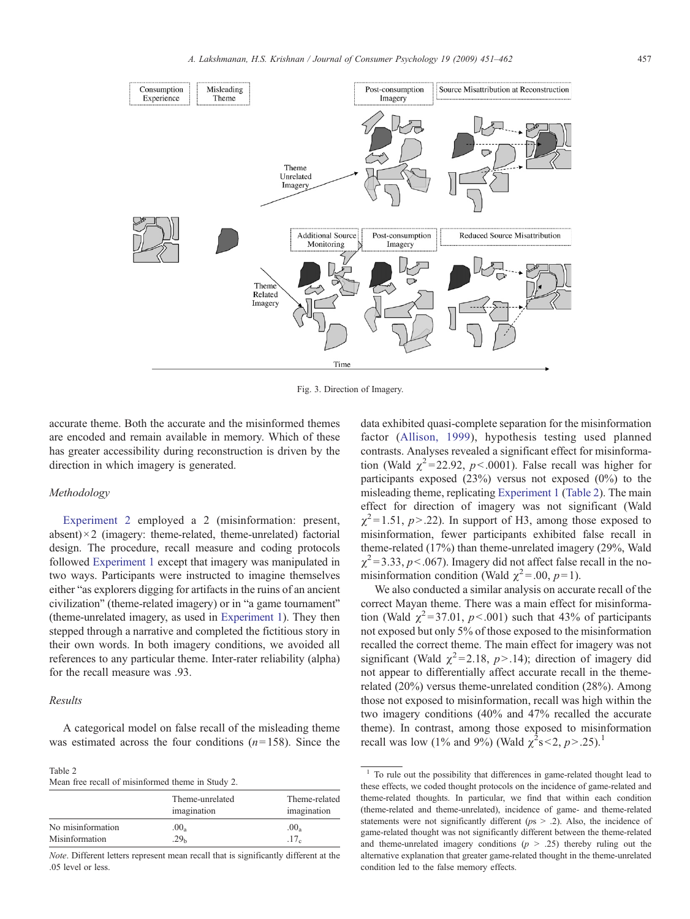Fig. 3. Direction of Imagery.

accurate theme. Both the accurate and the misinformed themes are encoded and remain available in memory. Which of these has greater accessibility during reconstruction is driven by the direction in which imagery is generated.

### Methodology

Experiment 2 employed a 2 (misinformation: present, absent) × 2 (imagery: theme-related, theme-unrelated) factorial design. The procedure, recall measure and coding protocols followed Experiment 1 except that imagery was manipulated in two ways. Participants were instructed to imagine themselves either "as explorers digging for artifacts in the ruins of an ancient civilization" (theme-related imagery) or in "a game tournament" (theme-unrelated imagery, as used in Experiment 1). They then stepped through a narrative and completed the fictitious story in their own words. In both imagery conditions, we avoided all references to any particular theme. Inter-rater reliability (alpha) for the recall measure was .93.

### Results

A categorical model on false recall of the misleading theme was estimated across the four conditions ($n = 158$). Since the data exhibited quasi-complete separation for the misinformation factor (Allison, 1999), hypothesis testing used planned contrasts. Analyses revealed a significant effect for misinformation (Wald $\chi^2 = 22.92$, $p < .0001$). False recall was higher for participants exposed (23%) versus not exposed (0%) to the misleading theme, replicating Experiment 1 (Table 2). The main effect for direction of imagery was not significant (Wald $\chi^2 = 1.51$, $p > .22$). In support of H3, among those exposed to misinformation, fewer participants exhibited false recall in theme-related (17%) than theme-unrelated imagery (29%, Wald $\chi^2 = 3.33$, $p < .067$). Imagery did not affect false recall in the no-misinformation condition (Wald $\chi^2 = .00$, $p = 1$).

We also conducted a similar analysis on accurate recall of the correct Mayan theme. There was a main effect for misinformation (Wald $\chi^2 = 37.01$, $p < .001$) such that 43% of participants not exposed but only 5% of those exposed to the misinformation recalled the correct theme. The main effect for imagery was not significant (Wald $\chi^2 = 2.18$, $p > .14$); direction of imagery did not appear to differentially affect accurate recall in the theme-related (20%) versus theme-unrelated condition (28%). Among those not exposed to misinformation, recall was high within the two imagery conditions (40% and 47% recalled the accurate theme). In contrast, among those exposed to misinformation recall was low (1% and 9%) (Wald $\chi^2$s $< 2$, $p > .25$).[1]

Table 2
Mean free recall of misinformed theme in Study 2.

| | Theme-unrelated imagination | Theme-related imagination |
|---|---|---|
| No misinformation | $.00_a$ | $.00_a$ |
| Misinformation | $.29_b$ | $.17_c$ |

*Note*. Different letters represent mean recall that is significantly different at the .05 level or less.

[1] To rule out the possibility that differences in game-related thought lead to these effects, we coded thought protocols on the incidence of game-related and theme-related thoughts. In particular, we find that within each condition (theme-related and theme-unrelated), incidence of game- and theme-related statements were not significantly different ($ps > .2$). Also, the incidence of game-related thought was not significantly different between the theme-related and theme-unrelated imagery conditions ($p > .25$) thereby ruling out the alternative explanation that greater game-related thought in the theme-unrelated condition led to the false memory effects.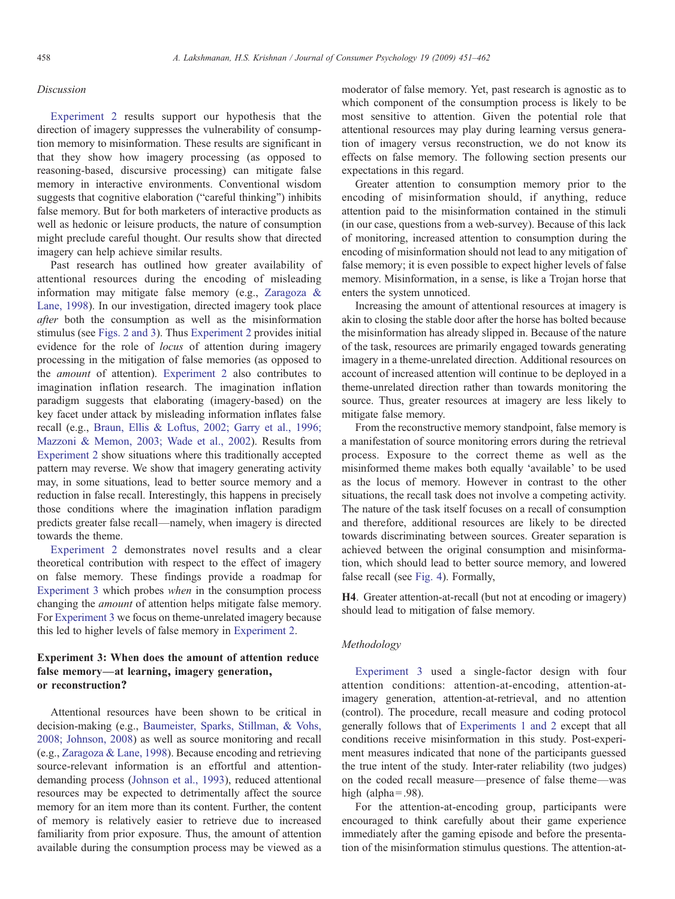*Discussion*

Experiment 2 results support our hypothesis that the direction of imagery suppresses the vulnerability of consumption memory to misinformation. These results are significant in that they show how imagery processing (as opposed to reasoning-based, discursive processing) can mitigate false memory in interactive environments. Conventional wisdom suggests that cognitive elaboration ("careful thinking") inhibits false memory. But for both marketers of interactive products as well as hedonic or leisure products, the nature of consumption might preclude careful thought. Our results show that directed imagery can help achieve similar results.

Past research has outlined how greater availability of attentional resources during the encoding of misleading information may mitigate false memory (e.g., Zaragoza & Lane, 1998). In our investigation, directed imagery took place *after* both the consumption as well as the misinformation stimulus (see Figs. 2 and 3). Thus Experiment 2 provides initial evidence for the role of *locus* of attention during imagery processing in the mitigation of false memories (as opposed to the *amount* of attention). Experiment 2 also contributes to imagination inflation research. The imagination inflation paradigm suggests that elaborating (imagery-based) on the key facet under attack by misleading information inflates false recall (e.g., Braun, Ellis & Loftus, 2002; Garry et al., 1996; Mazzoni & Memon, 2003; Wade et al., 2002). Results from Experiment 2 show situations where this traditionally accepted pattern may reverse. We show that imagery generating activity may, in some situations, lead to better source memory and a reduction in false recall. Interestingly, this happens in precisely those conditions where the imagination inflation paradigm predicts greater false recall—namely, when imagery is directed towards the theme.

Experiment 2 demonstrates novel results and a clear theoretical contribution with respect to the effect of imagery on false memory. These findings provide a roadmap for Experiment 3 which probes *when* in the consumption process changing the *amount* of attention helps mitigate false memory. For Experiment 3 we focus on theme-unrelated imagery because this led to higher levels of false memory in Experiment 2.

## Experiment 3: When does the amount of attention reduce false memory—at learning, imagery generation, or reconstruction?

Attentional resources have been shown to be critical in decision-making (e.g., Baumeister, Sparks, Stillman, & Vohs, 2008; Johnson, 2008) as well as source monitoring and recall (e.g., Zaragoza & Lane, 1998). Because encoding and retrieving source-relevant information is an effortful and attention-demanding process (Johnson et al., 1993), reduced attentional resources may be expected to detrimentally affect the source memory for an item more than its content. Further, the content of memory is relatively easier to retrieve due to increased familiarity from prior exposure. Thus, the amount of attention available during the consumption process may be viewed as a moderator of false memory. Yet, past research is agnostic as to which component of the consumption process is likely to be most sensitive to attention. Given the potential role that attentional resources may play during learning versus generation of imagery versus reconstruction, we do not know its effects on false memory. The following section presents our expectations in this regard.

Greater attention to consumption memory prior to the encoding of misinformation should, if anything, reduce attention paid to the misinformation contained in the stimuli (in our case, questions from a web-survey). Because of this lack of monitoring, increased attention to consumption during the encoding of misinformation should not lead to any mitigation of false memory; it is even possible to expect higher levels of false memory. Misinformation, in a sense, is like a Trojan horse that enters the system unnoticed.

Increasing the amount of attentional resources at imagery is akin to closing the stable door after the horse has bolted because the misinformation has already slipped in. Because of the nature of the task, resources are primarily engaged towards generating imagery in a theme-unrelated direction. Additional resources on account of increased attention will continue to be deployed in a theme-unrelated direction rather than towards monitoring the source. Thus, greater resources at imagery are less likely to mitigate false memory.

From the reconstructive memory standpoint, false memory is a manifestation of source monitoring errors during the retrieval process. Exposure to the correct theme as well as the misinformed theme makes both equally 'available' to be used as the locus of memory. However in contrast to the other situations, the recall task does not involve a competing activity. The nature of the task itself focuses on a recall of consumption and therefore, additional resources are likely to be directed towards discriminating between sources. Greater separation is achieved between the original consumption and misinformation, which should lead to better source memory, and lowered false recall (see Fig. 4). Formally,

**H4**. Greater attention-at-recall (but not at encoding or imagery) should lead to mitigation of false memory.

*Methodology*

Experiment 3 used a single-factor design with four attention conditions: attention-at-encoding, attention-at-imagery generation, attention-at-retrieval, and no attention (control). The procedure, recall measure and coding protocol generally follows that of Experiments 1 and 2 except that all conditions receive misinformation in this study. Post-experiment measures indicated that none of the participants guessed the true intent of the study. Inter-rater reliability (two judges) on the coded recall measure—presence of false theme—was high (alpha = .98).

For the attention-at-encoding group, participants were encouraged to think carefully about their game experience immediately after the gaming episode and before the presentation of the misinformation stimulus questions. The attention-at-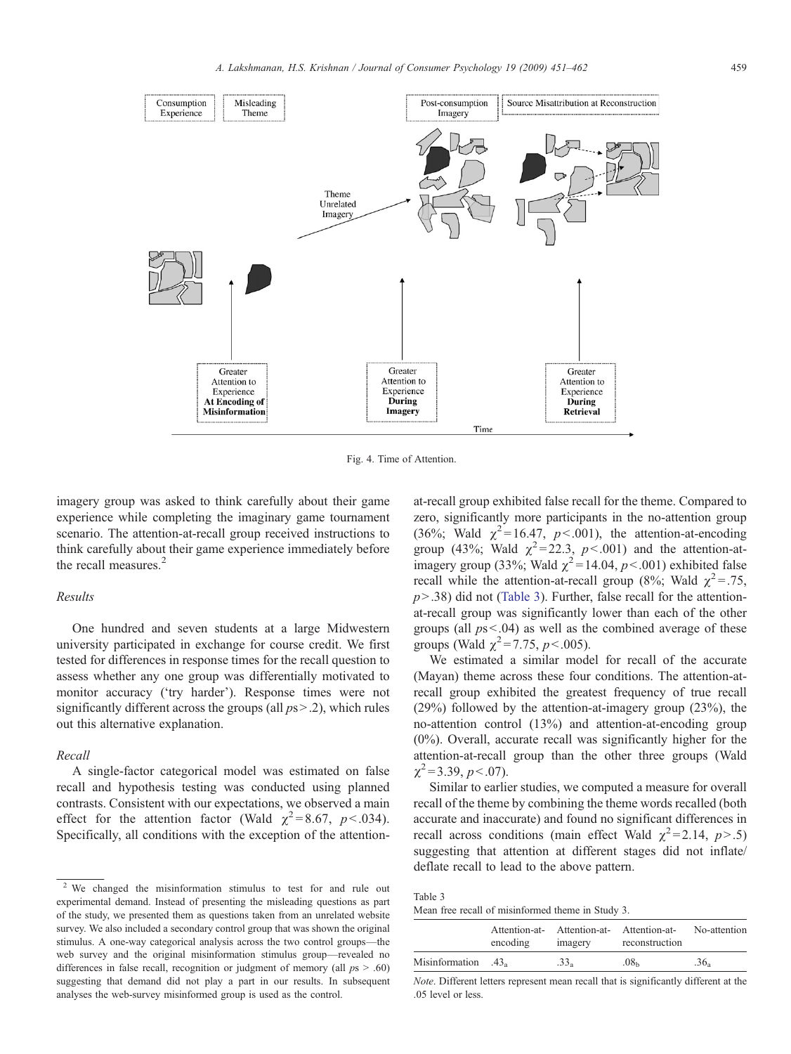Fig. 4. Time of Attention.

imagery group was asked to think carefully about their game experience while completing the imaginary game tournament scenario. The attention-at-recall group received instructions to think carefully about their game experience immediately before the recall measures.[2]

### Results

One hundred and seven students at a large Midwestern university participated in exchange for course credit. We first tested for differences in response times for the recall question to assess whether any one group was differentially motivated to monitor accuracy ('try harder'). Response times were not significantly different across the groups (all $ps > .2$), which rules out this alternative explanation.

### Recall

A single-factor categorical model was estimated on false recall and hypothesis testing was conducted using planned contrasts. Consistent with our expectations, we observed a main effect for the attention factor (Wald $\chi^2 = 8.67$, $p < .034$). Specifically, all conditions with the exception of the attention-at-recall group exhibited false recall for the theme. Compared to zero, significantly more participants in the no-attention group (36%; Wald $\chi^2 = 16.47$, $p < .001$), the attention-at-encoding group (43%; Wald $\chi^2 = 22.3$, $p < .001$) and the attention-at-imagery group (33%; Wald $\chi^2 = 14.04$, $p < .001$) exhibited false recall while the attention-at-recall group (8%; Wald $\chi^2 = .75$, $p > .38$) did not (Table 3). Further, false recall for the attention-at-recall group was significantly lower than each of the other groups (all $ps < .04$) as well as the combined average of these groups (Wald $\chi^2 = 7.75$, $p < .005$).

We estimated a similar model for recall of the accurate (Mayan) theme across these four conditions. The attention-at-recall group exhibited the greatest frequency of true recall (29%) followed by the attention-at-imagery group (23%), the no-attention control (13%) and attention-at-encoding group (0%). Overall, accurate recall was significantly higher for the attention-at-recall group than the other three groups (Wald $\chi^2 = 3.39$, $p < .07$).

Similar to earlier studies, we computed a measure for overall recall of the theme by combining the theme words recalled (both accurate and inaccurate) and found no significant differences in recall across conditions (main effect Wald $\chi^2 = 2.14$, $p > .5$) suggesting that attention at different stages did not inflate/deflate recall to lead to the above pattern.

Table 3
Mean free recall of misinformed theme in Study 3.

| | Attention-at-encoding | Attention-at-imagery | Attention-at-reconstruction | No-attention |
|---|---|---|---|---|
| Misinformation | $.43_a$ | $.33_a$ | $.08_b$ | $.36_a$ |

*Note*. Different letters represent mean recall that is significantly different at the .05 level or less.

[2] We changed the misinformation stimulus to test for and rule out experimental demand. Instead of presenting the misleading questions as part of the study, we presented them as questions taken from an unrelated website survey. We also included a secondary control group that was shown the original stimulus. A one-way categorical analysis across the two control groups—the web survey and the original misinformation stimulus group—revealed no differences in false recall, recognition or judgment of memory (all $ps > .60$) suggesting that demand did not play a part in our results. In subsequent analyses the web-survey misinformed group is used as the control.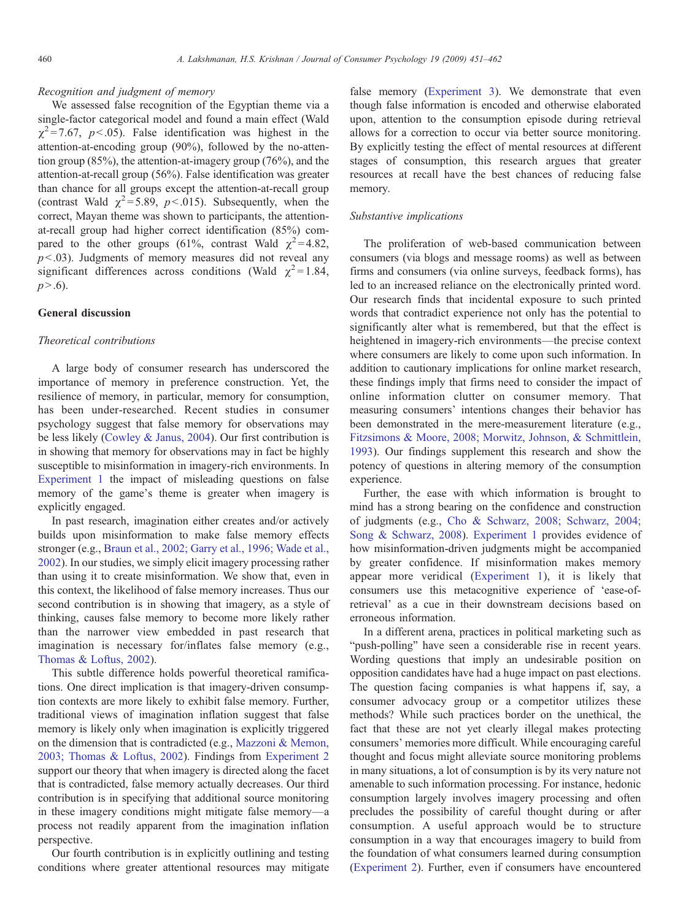*Recognition and judgment of memory*

We assessed false recognition of the Egyptian theme via a single-factor categorical model and found a main effect (Wald $\chi^2 = 7.67$, $p < .05$). False identification was highest in the attention-at-encoding group (90%), followed by the no-attention group (85%), the attention-at-imagery group (76%), and the attention-at-recall group (56%). False identification was greater than chance for all groups except the attention-at-recall group (contrast Wald $\chi^2 = 5.89$, $p < .015$). Subsequently, when the correct, Mayan theme was shown to participants, the attention-at-recall group had higher correct identification (85%) compared to the other groups (61%, contrast Wald $\chi^2 = 4.82$, $p < .03$). Judgments of memory measures did not reveal any significant differences across conditions (Wald $\chi^2 = 1.84$, $p > .6$).

## General discussion

*Theoretical contributions*

A large body of consumer research has underscored the importance of memory in preference construction. Yet, the resilience of memory, in particular, memory for consumption, has been under-researched. Recent studies in consumer psychology suggest that false memory for observations may be less likely (Cowley & Janus, 2004). Our first contribution is in showing that memory for observations may in fact be highly susceptible to misinformation in imagery-rich environments. In Experiment 1 the impact of misleading questions on false memory of the game's theme is greater when imagery is explicitly engaged.

In past research, imagination either creates and/or actively builds upon misinformation to make false memory effects stronger (e.g., Braun et al., 2002; Garry et al., 1996; Wade et al., 2002). In our studies, we simply elicit imagery processing rather than using it to create misinformation. We show that, even in this context, the likelihood of false memory increases. Thus our second contribution is in showing that imagery, as a style of thinking, causes false memory to become more likely rather than the narrower view embedded in past research that imagination is necessary for/inflates false memory (e.g., Thomas & Loftus, 2002).

This subtle difference holds powerful theoretical ramifications. One direct implication is that imagery-driven consumption contexts are more likely to exhibit false memory. Further, traditional views of imagination inflation suggest that false memory is likely only when imagination is explicitly triggered on the dimension that is contradicted (e.g., Mazzoni & Memon, 2003; Thomas & Loftus, 2002). Findings from Experiment 2 support our theory that when imagery is directed along the facet that is contradicted, false memory actually decreases. Our third contribution is in specifying that additional source monitoring in these imagery conditions might mitigate false memory—a process not readily apparent from the imagination inflation perspective.

Our fourth contribution is in explicitly outlining and testing conditions where greater attentional resources may mitigate false memory (Experiment 3). We demonstrate that even though false information is encoded and otherwise elaborated upon, attention to the consumption episode during retrieval allows for a correction to occur via better source monitoring. By explicitly testing the effect of mental resources at different stages of consumption, this research argues that greater resources at recall have the best chances of reducing false memory.

*Substantive implications*

The proliferation of web-based communication between consumers (via blogs and message rooms) as well as between firms and consumers (via online surveys, feedback forms), has led to an increased reliance on the electronically printed word. Our research finds that incidental exposure to such printed words that contradict experience not only has the potential to significantly alter what is remembered, but that the effect is heightened in imagery-rich environments—the precise context where consumers are likely to come upon such information. In addition to cautionary implications for online market research, these findings imply that firms need to consider the impact of online information clutter on consumer memory. That measuring consumers' intentions changes their behavior has been demonstrated in the mere-measurement literature (e.g., Fitzsimons & Moore, 2008; Morwitz, Johnson, & Schmittlein, 1993). Our findings supplement this research and show the potency of questions in altering memory of the consumption experience.

Further, the ease with which information is brought to mind has a strong bearing on the confidence and construction of judgments (e.g., Cho & Schwarz, 2008; Schwarz, 2004; Song & Schwarz, 2008). Experiment 1 provides evidence of how misinformation-driven judgments might be accompanied by greater confidence. If misinformation makes memory appear more veridical (Experiment 1), it is likely that consumers use this metacognitive experience of 'ease-of-retrieval' as a cue in their downstream decisions based on erroneous information.

In a different arena, practices in political marketing such as "push-polling" have seen a considerable rise in recent years. Wording questions that imply an undesirable position on opposition candidates have had a huge impact on past elections. The question facing companies is what happens if, say, a consumer advocacy group or a competitor utilizes these methods? While such practices border on the unethical, the fact that these are not yet clearly illegal makes protecting consumers' memories more difficult. While encouraging careful thought and focus might alleviate source monitoring problems in many situations, a lot of consumption is by its very nature not amenable to such information processing. For instance, hedonic consumption largely involves imagery processing and often precludes the possibility of careful thought during or after consumption. A useful approach would be to structure consumption in a way that encourages imagery to build from the foundation of what consumers learned during consumption (Experiment 2). Further, even if consumers have encountered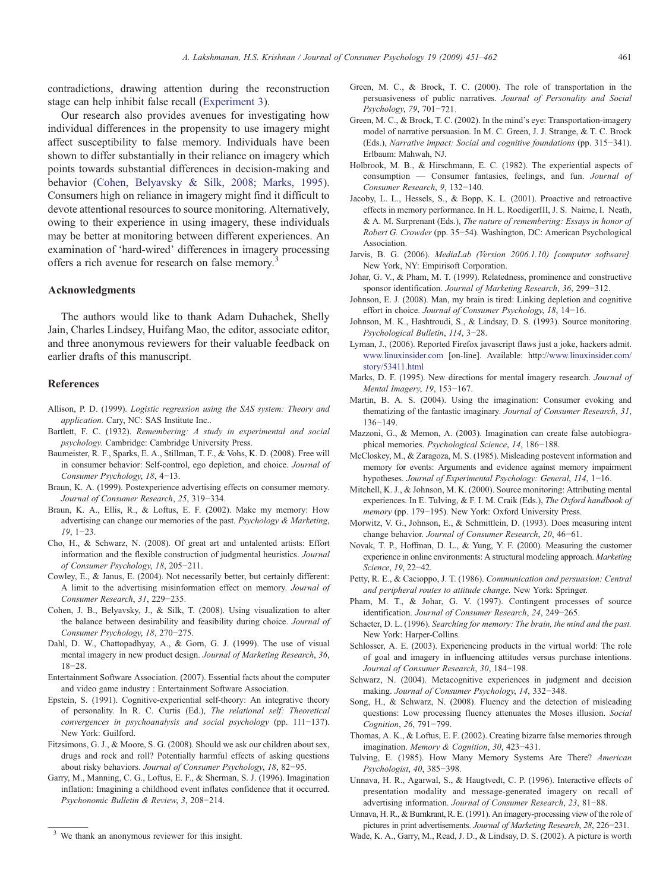contradictions, drawing attention during the reconstruction stage can help inhibit false recall (Experiment 3).

Our research also provides avenues for investigating how individual differences in the propensity to use imagery might affect susceptibility to false memory. Individuals have been shown to differ substantially in their reliance on imagery which points towards substantial differences in decision-making and behavior (Cohen, Belyavsky & Silk, 2008; Marks, 1995). Consumers high on reliance in imagery might find it difficult to devote attentional resources to source monitoring. Alternatively, owing to their experience in using imagery, these individuals may be better at monitoring between different experiences. An examination of 'hard-wired' differences in imagery processing offers a rich avenue for research on false memory.[3]

## Acknowledgments

The authors would like to thank Adam Duhachek, Shelly Jain, Charles Lindsey, Huifang Mao, the editor, associate editor, and three anonymous reviewers for their valuable feedback on earlier drafts of this manuscript.

## References

Allison, P. D. (1999). *Logistic regression using the SAS system: Theory and application.* Cary, NC: SAS Institute Inc..

Bartlett, F. C. (1932). *Remembering: A study in experimental and social psychology.* Cambridge: Cambridge University Press.

Baumeister, R. F., Sparks, E. A., Stillman, T. F., & Vohs, K. D. (2008). Free will in consumer behavior: Self-control, ego depletion, and choice. *Journal of Consumer Psychology*, *18*, 4−13.

Braun, K. A. (1999). Postexperience advertising effects on consumer memory. *Journal of Consumer Research*, *25*, 319−334.

Braun, K. A., Ellis, R., & Loftus, E. F. (2002). Make my memory: How advertising can change our memories of the past. *Psychology & Marketing*, *19*, 1−23.

Cho, H., & Schwarz, N. (2008). Of great art and untalented artists: Effort information and the flexible construction of judgmental heuristics. *Journal of Consumer Psychology*, *18*, 205−211.

Cowley, E., & Janus, E. (2004). Not necessarily better, but certainly different: A limit to the advertising misinformation effect on memory. *Journal of Consumer Research*, *31*, 229−235.

Cohen, J. B., Belyavsky, J., & Silk, T. (2008). Using visualization to alter the balance between desirability and feasibility during choice. *Journal of Consumer Psychology*, *18*, 270−275.

Dahl, D. W., Chattopadhyay, A., & Gorn, G. J. (1999). The use of visual mental imagery in new product design. *Journal of Marketing Research*, *36*, 18−28.

Entertainment Software Association. (2007). Essential facts about the computer and video game industry : Entertainment Software Association.

Epstein, S. (1991). Cognitive-experiential self-theory: An integrative theory of personality. In R. C. Curtis (Ed.), *The relational self: Theoretical convergences in psychoanalysis and social psychology* (pp. 111−137). New York: Guilford.

Fitzsimons, G. J., & Moore, S. G. (2008). Should we ask our children about sex, drugs and rock and roll? Potentially harmful effects of asking questions about risky behaviors. *Journal of Consumer Psychology*, *18*, 82−95.

Garry, M., Manning, C. G., Loftus, E. F., & Sherman, S. J. (1996). Imagination inflation: Imagining a childhood event inflates confidence that it occurred. *Psychonomic Bulletin & Review*, *3*, 208−214.

Green, M. C., & Brock, T. C. (2000). The role of transportation in the persuasiveness of public narratives. *Journal of Personality and Social Psychology*, *79*, 701−721.

Green, M. C., & Brock, T. C. (2002). In the mind's eye: Transportation-imagery model of narrative persuasion. In M. C. Green, J. J. Strange, & T. C. Brock (Eds.), *Narrative impact: Social and cognitive foundations* (pp. 315−341). Erlbaum: Mahwah, NJ.

Holbrook, M. B., & Hirschmann, E. C. (1982). The experiential aspects of consumption — Consumer fantasies, feelings, and fun. *Journal of Consumer Research*, *9*, 132−140.

Jacoby, L. L., Hessels, S., & Bopp, K. L. (2001). Proactive and retroactive effects in memory performance. In H. L. RoedigerIII, J. S. Nairne, I. Neath, & A. M. Surprenant (Eds.), *The nature of remembering: Essays in honor of Robert G. Crowder* (pp. 35−54). Washington, DC: American Psychological Association.

Jarvis, B. G. (2006). *MediaLab (Version 2006.1.10) [computer software].* New York, NY: Empirisoft Corporation.

Johar, G. V., & Pham, M. T. (1999). Relatedness, prominence and constructive sponsor identification. *Journal of Marketing Research*, *36*, 299−312.

Johnson, E. J. (2008). Man, my brain is tired: Linking depletion and cognitive effort in choice. *Journal of Consumer Psychology*, *18*, 14−16.

Johnson, M. K., Hashtroudi, S., & Lindsay, D. S. (1993). Source monitoring. *Psychological Bulletin*, *114*, 3−28.

Lyman, J., (2006). Reported Firefox javascript flaws just a joke, hackers admit. www.linuxinsider.com [on-line]. Available: http://www.linuxinsider.com/story/53411.html

Marks, D. F. (1995). New directions for mental imagery research. *Journal of Mental Imagery*, *19*, 153−167.

Martin, B. A. S. (2004). Using the imagination: Consumer evoking and thematizing of the fantastic imaginary. *Journal of Consumer Research*, *31*, 136−149.

Mazzoni, G., & Memon, A. (2003). Imagination can create false autobiographical memories. *Psychological Science*, *14*, 186−188.

McCloskey, M., & Zaragoza, M. S. (1985). Misleading postevent information and memory for events: Arguments and evidence against memory impairment hypotheses. *Journal of Experimental Psychology: General*, *114*, 1−16.

Mitchell, K. J., & Johnson, M. K. (2000). Source monitoring: Attributing mental experiences. In E. Tulving, & F. I. M. Craik (Eds.), *The Oxford handbook of memory* (pp. 179−195). New York: Oxford University Press.

Morwitz, V. G., Johnson, E., & Schmittlein, D. (1993). Does measuring intent change behavior. *Journal of Consumer Research*, *20*, 46−61.

Novak, T. P., Hoffman, D. L., & Yung, Y. F. (2000). Measuring the customer experience in online environments: A structural modeling approach. *Marketing Science*, *19*, 22−42.

Petty, R. E., & Cacioppo, J. T. (1986). *Communication and persuasion: Central and peripheral routes to attitude change.* New York: Springer.

Pham, M. T., & Johar, G. V. (1997). Contingent processes of source identification. *Journal of Consumer Research*, *24*, 249−265.

Schacter, D. L. (1996). *Searching for memory: The brain, the mind and the past.* New York: Harper-Collins.

Schlosser, A. E. (2003). Experiencing products in the virtual world: The role of goal and imagery in influencing attitudes versus purchase intentions. *Journal of Consumer Research*, *30*, 184−198.

Schwarz, N. (2004). Metacognitive experiences in judgment and decision making. *Journal of Consumer Psychology*, *14*, 332−348.

Song, H., & Schwarz, N. (2008). Fluency and the detection of misleading questions: Low processing fluency attenuates the Moses illusion. *Social Cognition*, *26*, 791−799.

Thomas, A. K., & Loftus, E. F. (2002). Creating bizarre false memories through imagination. *Memory & Cognition*, *30*, 423−431.

Tulving, E. (1985). How Many Memory Systems Are There? *American Psychologist*, *40*, 385−398.

Unnava, H. R., Agarwal, S., & Haugtvedt, C. P. (1996). Interactive effects of presentation modality and message-generated imagery on recall of advertising information. *Journal of Consumer Research*, *23*, 81−88.

Unnava, H. R., & Burnkrant, R. E. (1991). An imagery-processing view of the role of pictures in print advertisements. *Journal of Marketing Research*, *28*, 226−231.

Wade, K. A., Garry, M., Read, J. D., & Lindsay, D. S. (2002). A picture is worth

---

[3] We thank an anonymous reviewer for this insight.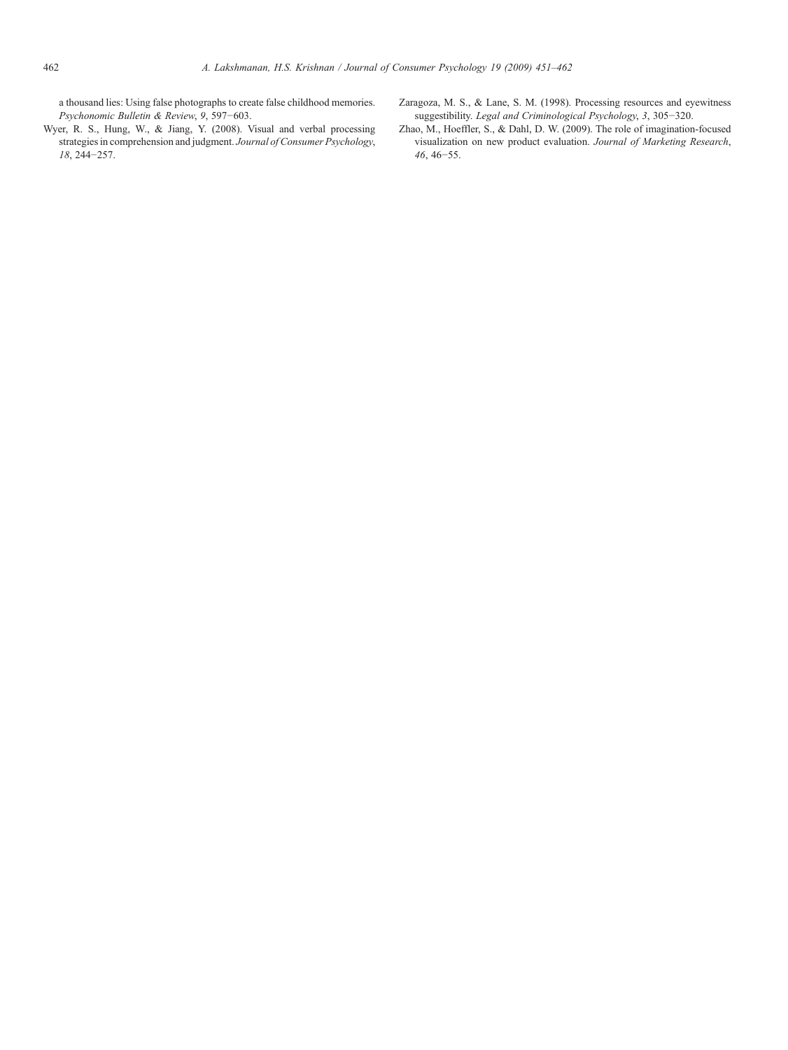a thousand lies: Using false photographs to create false childhood memories. *Psychonomic Bulletin & Review*, *9*, 597–603.

Wyer, R. S., Hung, W., & Jiang, Y. (2008). Visual and verbal processing strategies in comprehension and judgment. *Journal of Consumer Psychology*, *18*, 244–257.

Zaragoza, M. S., & Lane, S. M. (1998). Processing resources and eyewitness suggestibility. *Legal and Criminological Psychology*, *3*, 305–320.

Zhao, M., Hoeffler, S., & Dahl, D. W. (2009). The role of imagination-focused visualization on new product evaluation. *Journal of Marketing Research*, *46*, 46–55.